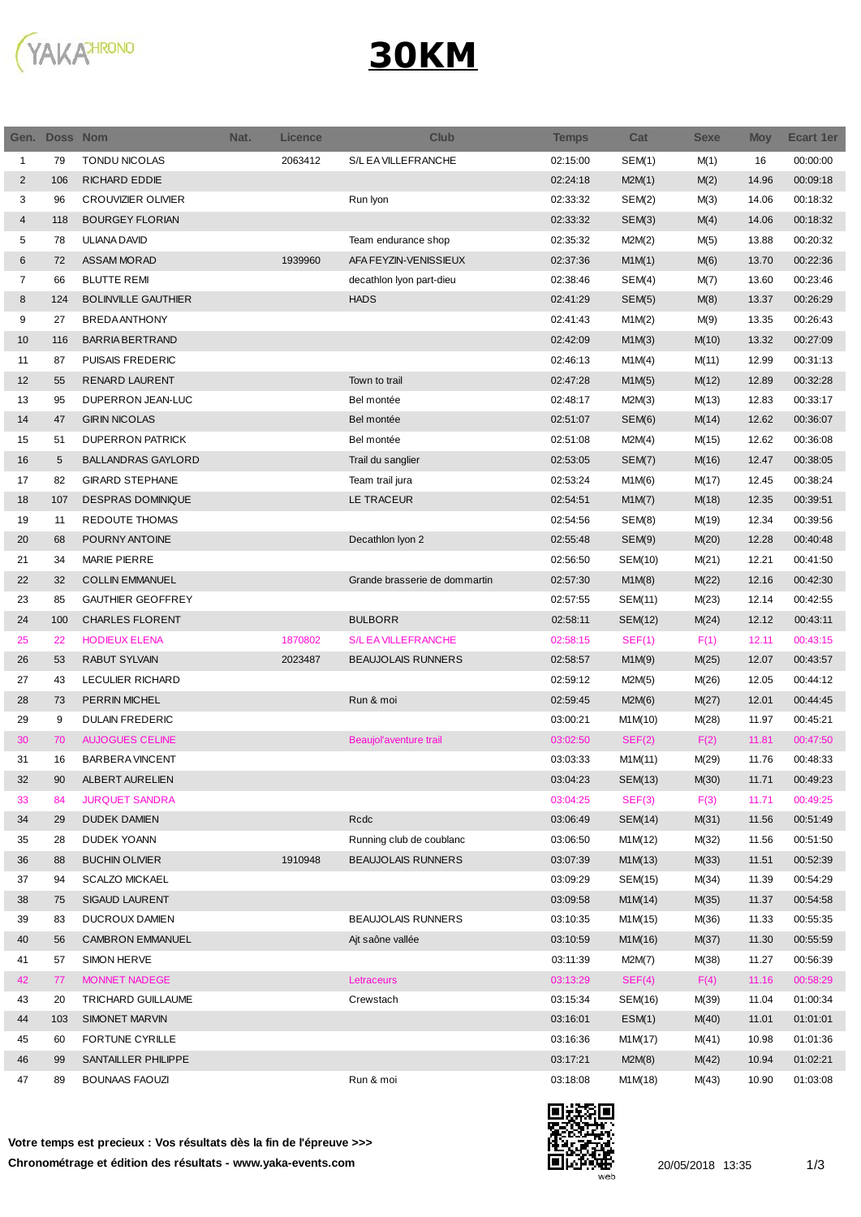# 30KM

| Gen. | Doss | Nom | Nat. | Licence | Club | Temps | Cat | Sexe | Moy | Ecart 1er |
|---|---|---|---|---|---|---|---|---|---|---|
| 1 | 79 | TONDU NICOLAS | | 2063412 | S/L EA VILLEFRANCHE | 02:15:00 | SEM(1) | M(1) | 16 | 00:00:00 |
| 2 | 106 | RICHARD EDDIE | | | | 02:24:18 | M2M(1) | M(2) | 14.96 | 00:09:18 |
| 3 | 96 | CROUVIZIER OLIVIER | | | Run lyon | 02:33:32 | SEM(2) | M(3) | 14.06 | 00:18:32 |
| 4 | 118 | BOURGEY FLORIAN | | | | 02:33:32 | SEM(3) | M(4) | 14.06 | 00:18:32 |
| 5 | 78 | ULIANA DAVID | | | Team endurance shop | 02:35:32 | M2M(2) | M(5) | 13.88 | 00:20:32 |
| 6 | 72 | ASSAM MORAD | | 1939960 | AFA FEYZIN-VENISSIEUX | 02:37:36 | M1M(1) | M(6) | 13.70 | 00:22:36 |
| 7 | 66 | BLUTTE REMI | | | decathlon lyon part-dieu | 02:38:46 | SEM(4) | M(7) | 13.60 | 00:23:46 |
| 8 | 124 | BOLINVILLE GAUTHIER | | | HADS | 02:41:29 | SEM(5) | M(8) | 13.37 | 00:26:29 |
| 9 | 27 | BREDA ANTHONY | | | | 02:41:43 | M1M(2) | M(9) | 13.35 | 00:26:43 |
| 10 | 116 | BARRIA BERTRAND | | | | 02:42:09 | M1M(3) | M(10) | 13.32 | 00:27:09 |
| 11 | 87 | PUISAIS FREDERIC | | | | 02:46:13 | M1M(4) | M(11) | 12.99 | 00:31:13 |
| 12 | 55 | RENARD LAURENT | | | Town to trail | 02:47:28 | M1M(5) | M(12) | 12.89 | 00:32:28 |
| 13 | 95 | DUPERRON JEAN-LUC | | | Bel montée | 02:48:17 | M2M(3) | M(13) | 12.83 | 00:33:17 |
| 14 | 47 | GIRIN NICOLAS | | | Bel montée | 02:51:07 | SEM(6) | M(14) | 12.62 | 00:36:07 |
| 15 | 51 | DUPERRON PATRICK | | | Bel montée | 02:51:08 | M2M(4) | M(15) | 12.62 | 00:36:08 |
| 16 | 5 | BALLANDRAS GAYLORD | | | Trail du sanglier | 02:53:05 | SEM(7) | M(16) | 12.47 | 00:38:05 |
| 17 | 82 | GIRARD STEPHANE | | | Team trail jura | 02:53:24 | M1M(6) | M(17) | 12.45 | 00:38:24 |
| 18 | 107 | DESPRAS DOMINIQUE | | | LE TRACEUR | 02:54:51 | M1M(7) | M(18) | 12.35 | 00:39:51 |
| 19 | 11 | REDOUTE THOMAS | | | | 02:54:56 | SEM(8) | M(19) | 12.34 | 00:39:56 |
| 20 | 68 | POURNY ANTOINE | | | Decathlon lyon 2 | 02:55:48 | SEM(9) | M(20) | 12.28 | 00:40:48 |
| 21 | 34 | MARIE PIERRE | | | | 02:56:50 | SEM(10) | M(21) | 12.21 | 00:41:50 |
| 22 | 32 | COLLIN EMMANUEL | | | Grande brasserie de dommartin | 02:57:30 | M1M(8) | M(22) | 12.16 | 00:42:30 |
| 23 | 85 | GAUTHIER GEOFFREY | | | | 02:57:55 | SEM(11) | M(23) | 12.14 | 00:42:55 |
| 24 | 100 | CHARLES FLORENT | | | BULBORR | 02:58:11 | SEM(12) | M(24) | 12.12 | 00:43:11 |
| 25 | 22 | HODIEUX ELENA | | 1870802 | S/L EA VILLEFRANCHE | 02:58:15 | SEF(1) | F(1) | 12.11 | 00:43:15 |
| 26 | 53 | RABUT SYLVAIN | | 2023487 | BEAUJOLAIS RUNNERS | 02:58:57 | M1M(9) | M(25) | 12.07 | 00:43:57 |
| 27 | 43 | LECULIER RICHARD | | | | 02:59:12 | M2M(5) | M(26) | 12.05 | 00:44:12 |
| 28 | 73 | PERRIN MICHEL | | | Run & moi | 02:59:45 | M2M(6) | M(27) | 12.01 | 00:44:45 |
| 29 | 9 | DULAIN FREDERIC | | | | 03:00:21 | M1M(10) | M(28) | 11.97 | 00:45:21 |
| 30 | 70 | AUJOGUES CELINE | | | Beaujol'aventure trail | 03:02:50 | SEF(2) | F(2) | 11.81 | 00:47:50 |
| 31 | 16 | BARBERA VINCENT | | | | 03:03:33 | M1M(11) | M(29) | 11.76 | 00:48:33 |
| 32 | 90 | ALBERT AURELIEN | | | | 03:04:23 | SEM(13) | M(30) | 11.71 | 00:49:23 |
| 33 | 84 | JURQUET SANDRA | | | | 03:04:25 | SEF(3) | F(3) | 11.71 | 00:49:25 |
| 34 | 29 | DUDEK DAMIEN | | | Rcdc | 03:06:49 | SEM(14) | M(31) | 11.56 | 00:51:49 |
| 35 | 28 | DUDEK YOANN | | | Running club de coublanc | 03:06:50 | M1M(12) | M(32) | 11.56 | 00:51:50 |
| 36 | 88 | BUCHIN OLIVIER | | 1910948 | BEAUJOLAIS RUNNERS | 03:07:39 | M1M(13) | M(33) | 11.51 | 00:52:39 |
| 37 | 94 | SCALZO MICKAEL | | | | 03:09:29 | SEM(15) | M(34) | 11.39 | 00:54:29 |
| 38 | 75 | SIGAUD LAURENT | | | | 03:09:58 | M1M(14) | M(35) | 11.37 | 00:54:58 |
| 39 | 83 | DUCROUX DAMIEN | | | BEAUJOLAIS RUNNERS | 03:10:35 | M1M(15) | M(36) | 11.33 | 00:55:35 |
| 40 | 56 | CAMBRON EMMANUEL | | | Ajt saône vallée | 03:10:59 | M1M(16) | M(37) | 11.30 | 00:55:59 |
| 41 | 57 | SIMON HERVE | | | | 03:11:39 | M2M(7) | M(38) | 11.27 | 00:56:39 |
| 42 | 77 | MONNET NADEGE | | | Letraceurs | 03:13:29 | SEF(4) | F(4) | 11.16 | 00:58:29 |
| 43 | 20 | TRICHARD GUILLAUME | | | Crewstach | 03:15:34 | SEM(16) | M(39) | 11.04 | 01:00:34 |
| 44 | 103 | SIMONET MARVIN | | | | 03:16:01 | ESM(1) | M(40) | 11.01 | 01:01:01 |
| 45 | 60 | FORTUNE CYRILLE | | | | 03:16:36 | M1M(17) | M(41) | 10.98 | 01:01:36 |
| 46 | 99 | SANTAILLER PHILIPPE | | | | 03:17:21 | M2M(8) | M(42) | 10.94 | 01:02:21 |
| 47 | 89 | BOUNAAS FAOUZI | | | Run & moi | 03:18:08 | M1M(18) | M(43) | 10.90 | 01:03:08 |

**Votre temps est precieux : Vos résultats dès la fin de l'épreuve >>>**

**Chronométrage et édition des résultats - www.yaka-events.com**

20/05/2018 13:35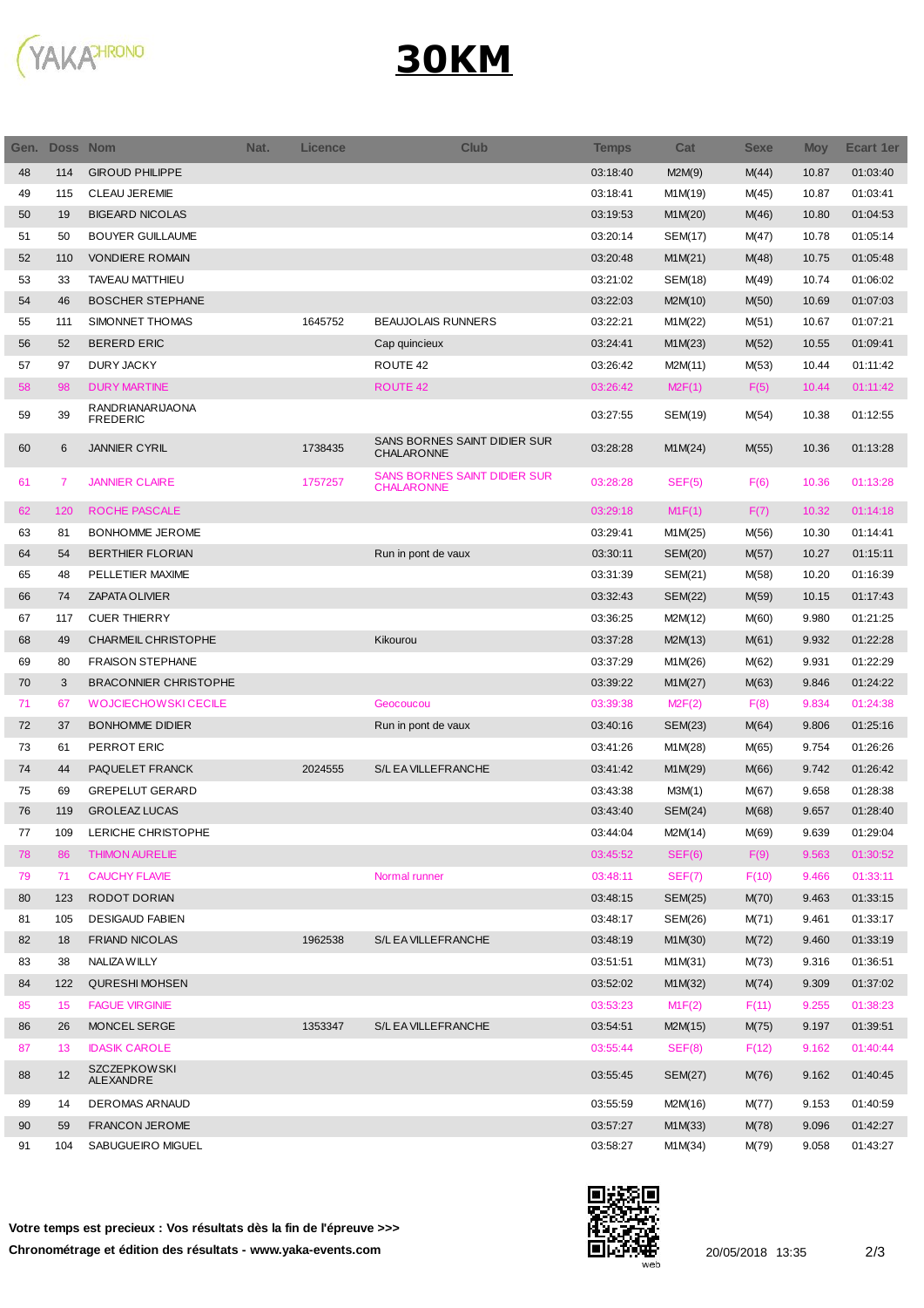# 30KM

| Gen. | Doss | Nom | Nat. | Licence | Club | Temps | Cat | Sexe | Moy | Ecart 1er |
|---|---|---|---|---|---|---|---|---|---|---|
| 48 | 114 | GIROUD PHILIPPE | | | | 03:18:40 | M2M(9) | M(44) | 10.87 | 01:03:40 |
| 49 | 115 | CLEAU JEREMIE | | | | 03:18:41 | M1M(19) | M(45) | 10.87 | 01:03:41 |
| 50 | 19 | BIGEARD NICOLAS | | | | 03:19:53 | M1M(20) | M(46) | 10.80 | 01:04:53 |
| 51 | 50 | BOUYER GUILLAUME | | | | 03:20:14 | SEM(17) | M(47) | 10.78 | 01:05:14 |
| 52 | 110 | VONDIERE ROMAIN | | | | 03:20:48 | M1M(21) | M(48) | 10.75 | 01:05:48 |
| 53 | 33 | TAVEAU MATTHIEU | | | | 03:21:02 | SEM(18) | M(49) | 10.74 | 01:06:02 |
| 54 | 46 | BOSCHER STEPHANE | | | | 03:22:03 | M2M(10) | M(50) | 10.69 | 01:07:03 |
| 55 | 111 | SIMONNET THOMAS | | 1645752 | BEAUJOLAIS RUNNERS | 03:22:21 | M1M(22) | M(51) | 10.67 | 01:07:21 |
| 56 | 52 | BERERD ERIC | | | Cap quincieux | 03:24:41 | M1M(23) | M(52) | 10.55 | 01:09:41 |
| 57 | 97 | DURY JACKY | | | ROUTE 42 | 03:26:42 | M2M(11) | M(53) | 10.44 | 01:11:42 |
| 58 | 98 | DURY MARTINE | | | ROUTE 42 | 03:26:42 | M2F(1) | F(5) | 10.44 | 01:11:42 |
| 59 | 39 | RANDRIANARIJAONA FREDERIC | | | | 03:27:55 | SEM(19) | M(54) | 10.38 | 01:12:55 |
| 60 | 6 | JANNIER CYRIL | | 1738435 | SANS BORNES SAINT DIDIER SUR CHALARONNE | 03:28:28 | M1M(24) | M(55) | 10.36 | 01:13:28 |
| 61 | 7 | JANNIER CLAIRE | | 1757257 | SANS BORNES SAINT DIDIER SUR CHALARONNE | 03:28:28 | SEF(5) | F(6) | 10.36 | 01:13:28 |
| 62 | 120 | ROCHE PASCALE | | | | 03:29:18 | M1F(1) | F(7) | 10.32 | 01:14:18 |
| 63 | 81 | BONHOMME JEROME | | | | 03:29:41 | M1M(25) | M(56) | 10.30 | 01:14:41 |
| 64 | 54 | BERTHIER FLORIAN | | | Run in pont de vaux | 03:30:11 | SEM(20) | M(57) | 10.27 | 01:15:11 |
| 65 | 48 | PELLETIER MAXIME | | | | 03:31:39 | SEM(21) | M(58) | 10.20 | 01:16:39 |
| 66 | 74 | ZAPATA OLIVIER | | | | 03:32:43 | SEM(22) | M(59) | 10.15 | 01:17:43 |
| 67 | 117 | CUER THIERRY | | | | 03:36:25 | M2M(12) | M(60) | 9.980 | 01:21:25 |
| 68 | 49 | CHARMEIL CHRISTOPHE | | | Kikourou | 03:37:28 | M2M(13) | M(61) | 9.932 | 01:22:28 |
| 69 | 80 | FRAISON STEPHANE | | | | 03:37:29 | M1M(26) | M(62) | 9.931 | 01:22:29 |
| 70 | 3 | BRACONNIER CHRISTOPHE | | | | 03:39:22 | M1M(27) | M(63) | 9.846 | 01:24:22 |
| 71 | 67 | WOJCIECHOWSKI CECILE | | | Geocoucou | 03:39:38 | M2F(2) | F(8) | 9.834 | 01:24:38 |
| 72 | 37 | BONHOMME DIDIER | | | Run in pont de vaux | 03:40:16 | SEM(23) | M(64) | 9.806 | 01:25:16 |
| 73 | 61 | PERROT ERIC | | | | 03:41:26 | M1M(28) | M(65) | 9.754 | 01:26:26 |
| 74 | 44 | PAQUELET FRANCK | | 2024555 | S/L EA VILLEFRANCHE | 03:41:42 | M1M(29) | M(66) | 9.742 | 01:26:42 |
| 75 | 69 | GREPELUT GERARD | | | | 03:43:38 | M3M(1) | M(67) | 9.658 | 01:28:38 |
| 76 | 119 | GROLEAZ LUCAS | | | | 03:43:40 | SEM(24) | M(68) | 9.657 | 01:28:40 |
| 77 | 109 | LERICHE CHRISTOPHE | | | | 03:44:04 | M2M(14) | M(69) | 9.639 | 01:29:04 |
| 78 | 86 | THIMON AURELIE | | | | 03:45:52 | SEF(6) | F(9) | 9.563 | 01:30:52 |
| 79 | 71 | CAUCHY FLAVIE | | | Normal runner | 03:48:11 | SEF(7) | F(10) | 9.466 | 01:33:11 |
| 80 | 123 | RODOT DORIAN | | | | 03:48:15 | SEM(25) | M(70) | 9.463 | 01:33:15 |
| 81 | 105 | DESIGAUD FABIEN | | | | 03:48:17 | SEM(26) | M(71) | 9.461 | 01:33:17 |
| 82 | 18 | FRIAND NICOLAS | | 1962538 | S/L EA VILLEFRANCHE | 03:48:19 | M1M(30) | M(72) | 9.460 | 01:33:19 |
| 83 | 38 | NALIZA WILLY | | | | 03:51:51 | M1M(31) | M(73) | 9.316 | 01:36:51 |
| 84 | 122 | QURESHI MOHSEN | | | | 03:52:02 | M1M(32) | M(74) | 9.309 | 01:37:02 |
| 85 | 15 | FAGUE VIRGINIE | | | | 03:53:23 | M1F(2) | F(11) | 9.255 | 01:38:23 |
| 86 | 26 | MONCEL SERGE | | 1353347 | S/L EA VILLEFRANCHE | 03:54:51 | M2M(15) | M(75) | 9.197 | 01:39:51 |
| 87 | 13 | IDASIK CAROLE | | | | 03:55:44 | SEF(8) | F(12) | 9.162 | 01:40:44 |
| 88 | 12 | SZCZEPKOWSKI ALEXANDRE | | | | 03:55:45 | SEM(27) | M(76) | 9.162 | 01:40:45 |
| 89 | 14 | DEROMAS ARNAUD | | | | 03:55:59 | M2M(16) | M(77) | 9.153 | 01:40:59 |
| 90 | 59 | FRANCON JEROME | | | | 03:57:27 | M1M(33) | M(78) | 9.096 | 01:42:27 |
| 91 | 104 | SABUGUEIRO MIGUEL | | | | 03:58:27 | M1M(34) | M(79) | 9.058 | 01:43:27 |

**Votre temps est precieux : Vos résultats dès la fin de l'épreuve >>>**

**Chronométrage et édition des résultats - www.yaka-events.com**

20/05/2018 13:35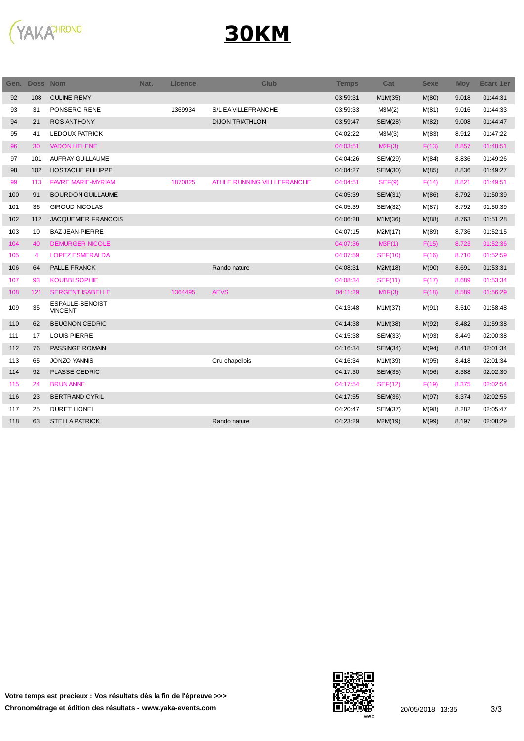# 30KM

| Gen. | Doss | Nom | Nat. | Licence | Club | Temps | Cat | Sexe | Moy | Ecart 1er |
|---|---|---|---|---|---|---|---|---|---|---|
| 92 | 108 | CULINE REMY | | | | 03:59:31 | M1M(35) | M(80) | 9.018 | 01:44:31 |
| 93 | 31 | PONSERO RENE | | 1369934 | S/L EA VILLEFRANCHE | 03:59:33 | M3M(2) | M(81) | 9.016 | 01:44:33 |
| 94 | 21 | ROS ANTHONY | | | DIJON TRIATHLON | 03:59:47 | SEM(28) | M(82) | 9.008 | 01:44:47 |
| 95 | 41 | LEDOUX PATRICK | | | | 04:02:22 | M3M(3) | M(83) | 8.912 | 01:47:22 |
| 96 | 30 | VADON HELENE | | | | 04:03:51 | M2F(3) | F(13) | 8.857 | 01:48:51 |
| 97 | 101 | AUFRAY GUILLAUME | | | | 04:04:26 | SEM(29) | M(84) | 8.836 | 01:49:26 |
| 98 | 102 | HOSTACHE PHILIPPE | | | | 04:04:27 | SEM(30) | M(85) | 8.836 | 01:49:27 |
| 99 | 113 | FAVRE MARIE-MYRIAM | | 1870825 | ATHLE RUNNING VILLLEFRANCHE | 04:04:51 | SEF(9) | F(14) | 8.821 | 01:49:51 |
| 100 | 91 | BOURDON GUILLAUME | | | | 04:05:39 | SEM(31) | M(86) | 8.792 | 01:50:39 |
| 101 | 36 | GIROUD NICOLAS | | | | 04:05:39 | SEM(32) | M(87) | 8.792 | 01:50:39 |
| 102 | 112 | JACQUEMIER FRANCOIS | | | | 04:06:28 | M1M(36) | M(88) | 8.763 | 01:51:28 |
| 103 | 10 | BAZ JEAN-PIERRE | | | | 04:07:15 | M2M(17) | M(89) | 8.736 | 01:52:15 |
| 104 | 40 | DEMURGER NICOLE | | | | 04:07:36 | M3F(1) | F(15) | 8.723 | 01:52:36 |
| 105 | 4 | LOPEZ ESMERALDA | | | | 04:07:59 | SEF(10) | F(16) | 8.710 | 01:52:59 |
| 106 | 64 | PALLE FRANCK | | | Rando nature | 04:08:31 | M2M(18) | M(90) | 8.691 | 01:53:31 |
| 107 | 93 | KOUBBI SOPHIE | | | | 04:08:34 | SEF(11) | F(17) | 8.689 | 01:53:34 |
| 108 | 121 | SERGENT ISABELLE | | 1364495 | AEVS | 04:11:29 | M1F(3) | F(18) | 8.589 | 01:56:29 |
| 109 | 35 | ESPAULE-BENOIST VINCENT | | | | 04:13:48 | M1M(37) | M(91) | 8.510 | 01:58:48 |
| 110 | 62 | BEUGNON CEDRIC | | | | 04:14:38 | M1M(38) | M(92) | 8.482 | 01:59:38 |
| 111 | 17 | LOUIS PIERRE | | | | 04:15:38 | SEM(33) | M(93) | 8.449 | 02:00:38 |
| 112 | 76 | PASSINGE ROMAIN | | | | 04:16:34 | SEM(34) | M(94) | 8.418 | 02:01:34 |
| 113 | 65 | JONZO YANNIS | | | Cru chapellois | 04:16:34 | M1M(39) | M(95) | 8.418 | 02:01:34 |
| 114 | 92 | PLASSE CEDRIC | | | | 04:17:30 | SEM(35) | M(96) | 8.388 | 02:02:30 |
| 115 | 24 | BRUN ANNE | | | | 04:17:54 | SEF(12) | F(19) | 8.375 | 02:02:54 |
| 116 | 23 | BERTRAND CYRIL | | | | 04:17:55 | SEM(36) | M(97) | 8.374 | 02:02:55 |
| 117 | 25 | DURET LIONEL | | | | 04:20:47 | SEM(37) | M(98) | 8.282 | 02:05:47 |
| 118 | 63 | STELLA PATRICK | | | Rando nature | 04:23:29 | M2M(19) | M(99) | 8.197 | 02:08:29 |

**Votre temps est precieux : Vos résultats dès la fin de l'épreuve >>>**

**Chronométrage et édition des résultats - www.yaka-events.com**

20/05/2018 13:35